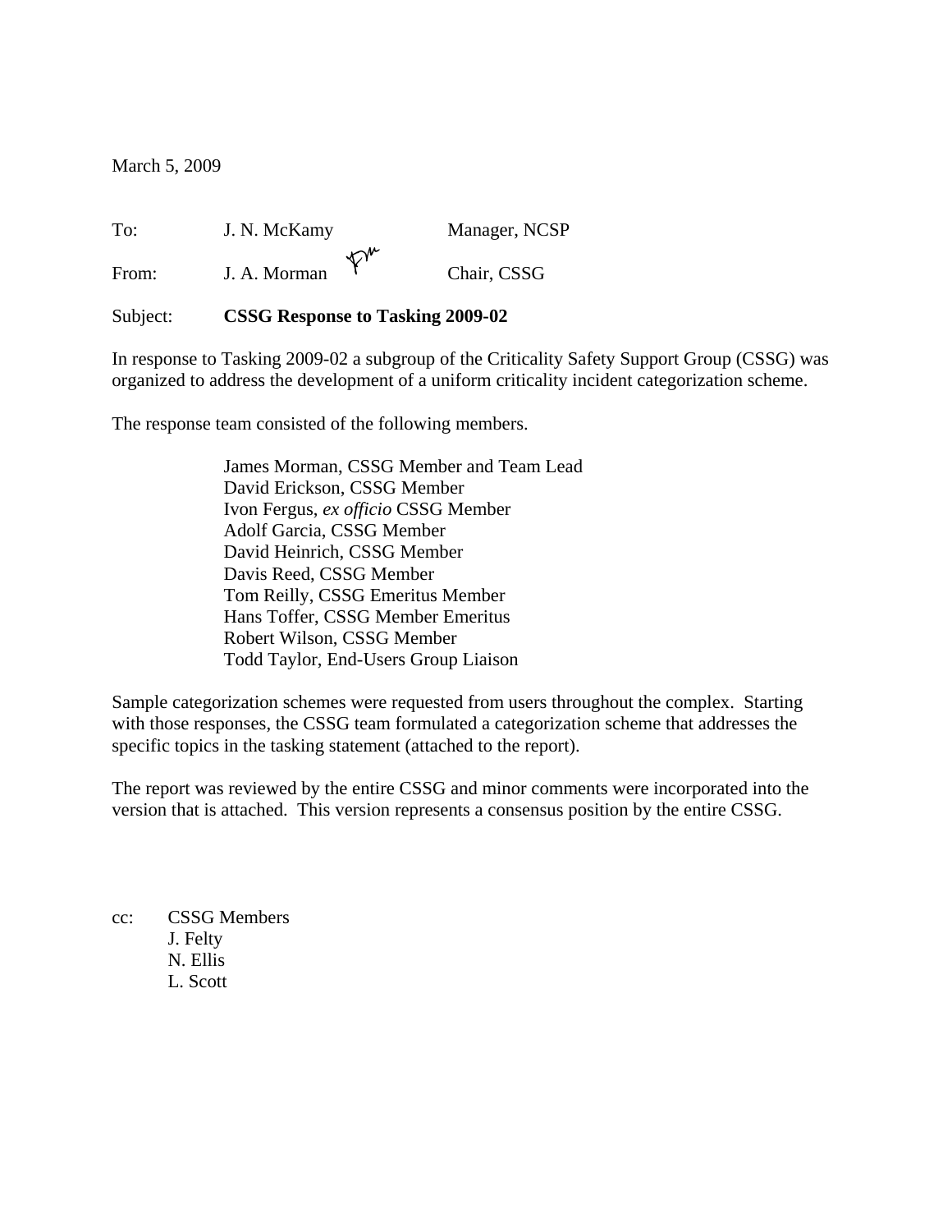March 5, 2009

To: J. N. McKamy Manager, NCSP

From: J. A. Morman Chair, CSSG

Subject: **CSSG Response to Tasking 2009-02**

In response to Tasking 2009-02 a subgroup of the Criticality Safety Support Group (CSSG) was organized to address the development of a uniform criticality incident categorization scheme.

The response team consisted of the following members.

James Morman, CSSG Member and Team Lead  
David Erickson, CSSG Member  
Ivon Fergus, *ex officio* CSSG Member  
Adolf Garcia, CSSG Member  
David Heinrich, CSSG Member  
Davis Reed, CSSG Member  
Tom Reilly, CSSG Emeritus Member  
Hans Toffer, CSSG Member Emeritus  
Robert Wilson, CSSG Member  
Todd Taylor, End-Users Group Liaison

Sample categorization schemes were requested from users throughout the complex. Starting with those responses, the CSSG team formulated a categorization scheme that addresses the specific topics in the tasking statement (attached to the report).

The report was reviewed by the entire CSSG and minor comments were incorporated into the version that is attached. This version represents a consensus position by the entire CSSG.

cc: CSSG Members  
J. Felty  
N. Ellis  
L. Scott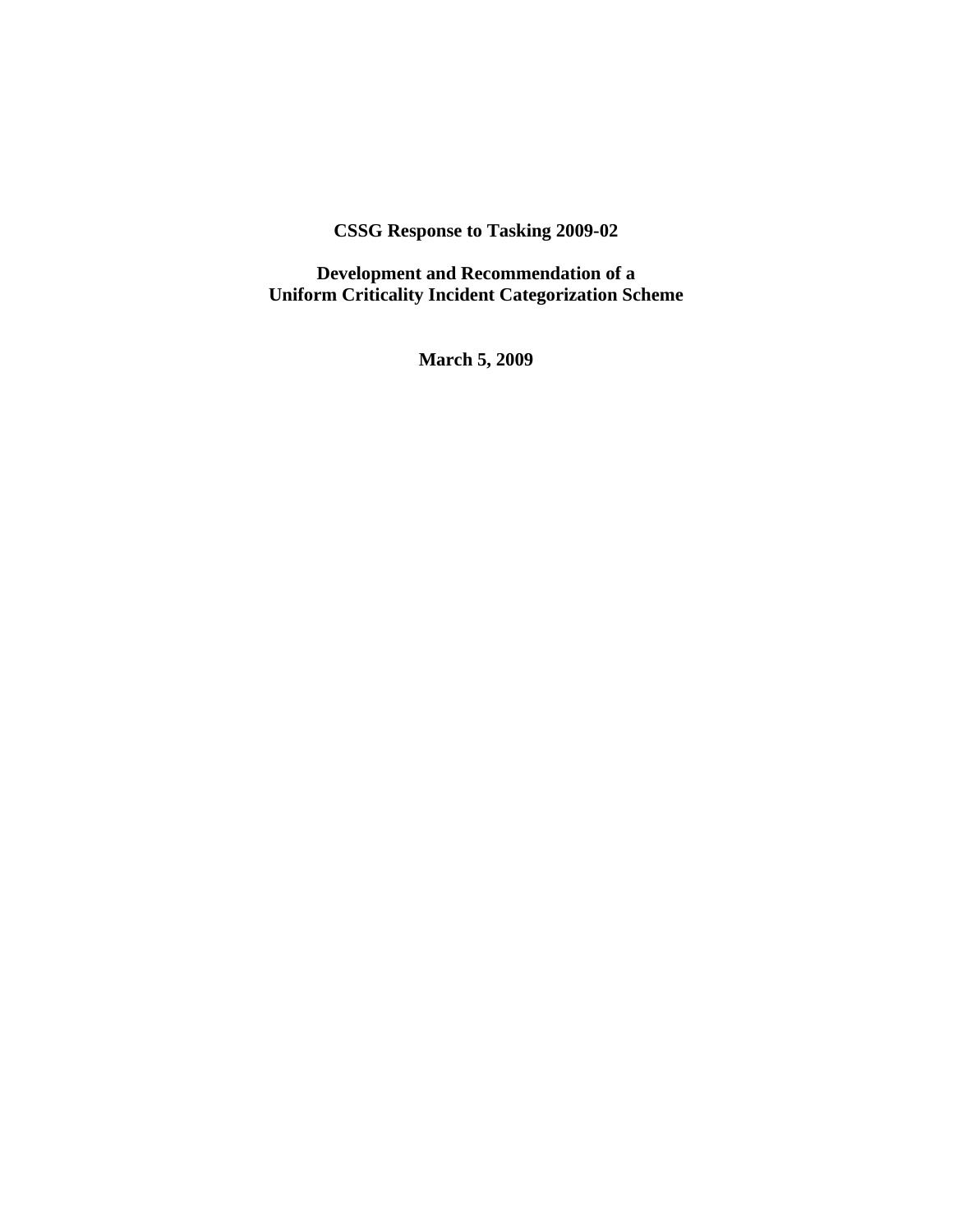**CSSG Response to Tasking 2009-02**

**Development and Recommendation of a Uniform Criticality Incident Categorization Scheme**

**March 5, 2009**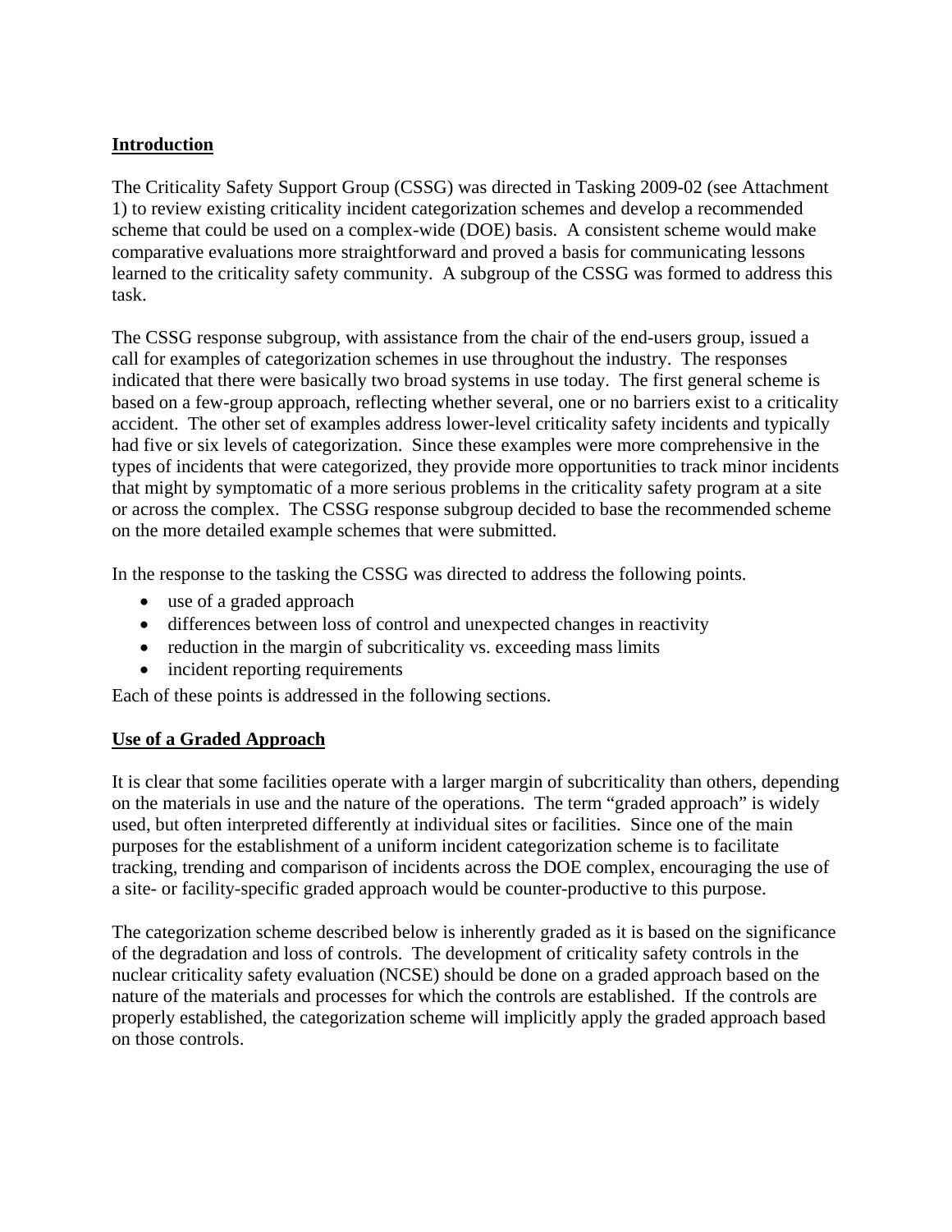## Introduction

The Criticality Safety Support Group (CSSG) was directed in Tasking 2009-02 (see Attachment 1) to review existing criticality incident categorization schemes and develop a recommended scheme that could be used on a complex-wide (DOE) basis. A consistent scheme would make comparative evaluations more straightforward and proved a basis for communicating lessons learned to the criticality safety community. A subgroup of the CSSG was formed to address this task.

The CSSG response subgroup, with assistance from the chair of the end-users group, issued a call for examples of categorization schemes in use throughout the industry. The responses indicated that there were basically two broad systems in use today. The first general scheme is based on a few-group approach, reflecting whether several, one or no barriers exist to a criticality accident. The other set of examples address lower-level criticality safety incidents and typically had five or six levels of categorization. Since these examples were more comprehensive in the types of incidents that were categorized, they provide more opportunities to track minor incidents that might by symptomatic of a more serious problems in the criticality safety program at a site or across the complex. The CSSG response subgroup decided to base the recommended scheme on the more detailed example schemes that were submitted.

In the response to the tasking the CSSG was directed to address the following points.

- use of a graded approach
- differences between loss of control and unexpected changes in reactivity
- reduction in the margin of subcriticality vs. exceeding mass limits
- incident reporting requirements

Each of these points is addressed in the following sections.

## Use of a Graded Approach

It is clear that some facilities operate with a larger margin of subcriticality than others, depending on the materials in use and the nature of the operations. The term "graded approach" is widely used, but often interpreted differently at individual sites or facilities. Since one of the main purposes for the establishment of a uniform incident categorization scheme is to facilitate tracking, trending and comparison of incidents across the DOE complex, encouraging the use of a site- or facility-specific graded approach would be counter-productive to this purpose.

The categorization scheme described below is inherently graded as it is based on the significance of the degradation and loss of controls. The development of criticality safety controls in the nuclear criticality safety evaluation (NCSE) should be done on a graded approach based on the nature of the materials and processes for which the controls are established. If the controls are properly established, the categorization scheme will implicitly apply the graded approach based on those controls.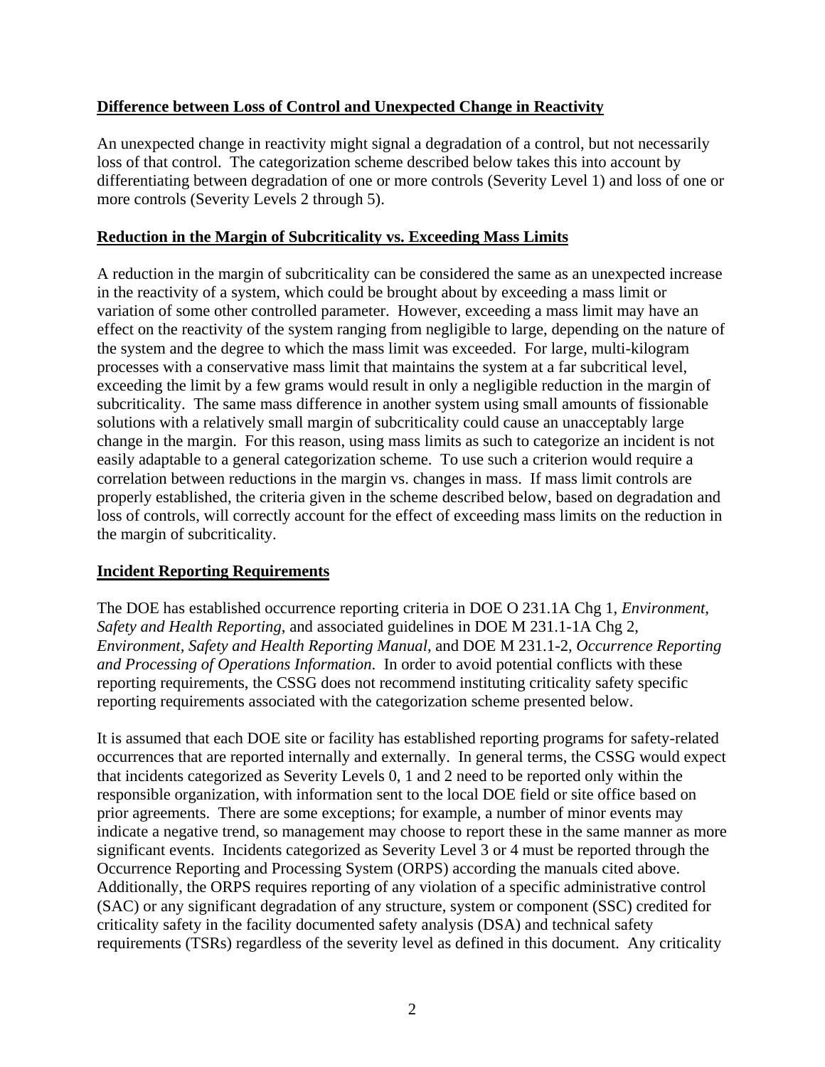**Difference between Loss of Control and Unexpected Change in Reactivity**

An unexpected change in reactivity might signal a degradation of a control, but not necessarily loss of that control. The categorization scheme described below takes this into account by differentiating between degradation of one or more controls (Severity Level 1) and loss of one or more controls (Severity Levels 2 through 5).

**Reduction in the Margin of Subcriticality vs. Exceeding Mass Limits**

A reduction in the margin of subcriticality can be considered the same as an unexpected increase in the reactivity of a system, which could be brought about by exceeding a mass limit or variation of some other controlled parameter. However, exceeding a mass limit may have an effect on the reactivity of the system ranging from negligible to large, depending on the nature of the system and the degree to which the mass limit was exceeded. For large, multi-kilogram processes with a conservative mass limit that maintains the system at a far subcritical level, exceeding the limit by a few grams would result in only a negligible reduction in the margin of subcriticality. The same mass difference in another system using small amounts of fissionable solutions with a relatively small margin of subcriticality could cause an unacceptably large change in the margin. For this reason, using mass limits as such to categorize an incident is not easily adaptable to a general categorization scheme. To use such a criterion would require a correlation between reductions in the margin vs. changes in mass. If mass limit controls are properly established, the criteria given in the scheme described below, based on degradation and loss of controls, will correctly account for the effect of exceeding mass limits on the reduction in the margin of subcriticality.

**Incident Reporting Requirements**

The DOE has established occurrence reporting criteria in DOE O 231.1A Chg 1, *Environment, Safety and Health Reporting*, and associated guidelines in DOE M 231.1-1A Chg 2, *Environment, Safety and Health Reporting Manual*, and DOE M 231.1-2, *Occurrence Reporting and Processing of Operations Information*. In order to avoid potential conflicts with these reporting requirements, the CSSG does not recommend instituting criticality safety specific reporting requirements associated with the categorization scheme presented below.

It is assumed that each DOE site or facility has established reporting programs for safety-related occurrences that are reported internally and externally. In general terms, the CSSG would expect that incidents categorized as Severity Levels 0, 1 and 2 need to be reported only within the responsible organization, with information sent to the local DOE field or site office based on prior agreements. There are some exceptions; for example, a number of minor events may indicate a negative trend, so management may choose to report these in the same manner as more significant events. Incidents categorized as Severity Level 3 or 4 must be reported through the Occurrence Reporting and Processing System (ORPS) according the manuals cited above. Additionally, the ORPS requires reporting of any violation of a specific administrative control (SAC) or any significant degradation of any structure, system or component (SSC) credited for criticality safety in the facility documented safety analysis (DSA) and technical safety requirements (TSRs) regardless of the severity level as defined in this document. Any criticality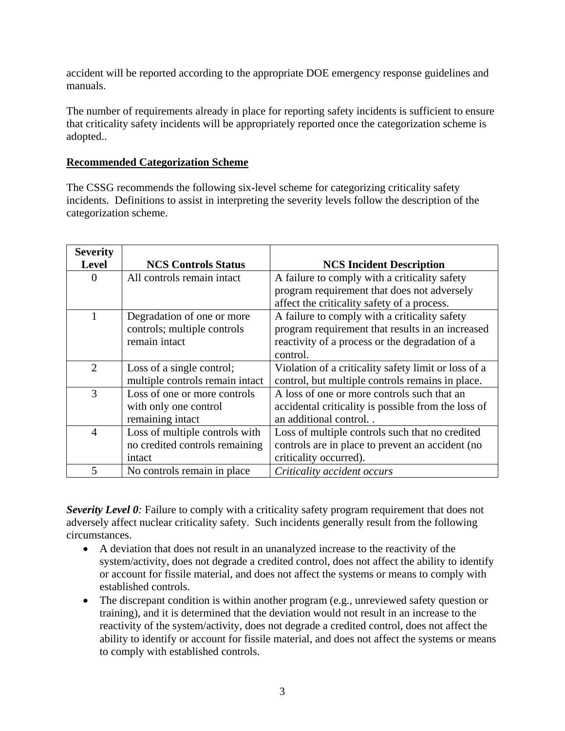accident will be reported according to the appropriate DOE emergency response guidelines and manuals.

The number of requirements already in place for reporting safety incidents is sufficient to ensure that criticality safety incidents will be appropriately reported once the categorization scheme is adopted..

**Recommended Categorization Scheme**

The CSSG recommends the following six-level scheme for categorizing criticality safety incidents. Definitions to assist in interpreting the severity levels follow the description of the categorization scheme.

| Severity Level | NCS Controls Status | NCS Incident Description |
|---|---|---|
| 0 | All controls remain intact | A failure to comply with a criticality safety program requirement that does not adversely affect the criticality safety of a process. |
| 1 | Degradation of one or more controls; multiple controls remain intact | A failure to comply with a criticality safety program requirement that results in an increased reactivity of a process or the degradation of a control. |
| 2 | Loss of a single control; multiple controls remain intact | Violation of a criticality safety limit or loss of a control, but multiple controls remains in place. |
| 3 | Loss of one or more controls with only one control remaining intact | A loss of one or more controls such that an accidental criticality is possible from the loss of an additional control. . |
| 4 | Loss of multiple controls with no credited controls remaining intact | Loss of multiple controls such that no credited controls are in place to prevent an accident (no criticality occurred). |
| 5 | No controls remain in place | *Criticality accident occurs* |

***Severity Level 0****:* Failure to comply with a criticality safety program requirement that does not adversely affect nuclear criticality safety. Such incidents generally result from the following circumstances.

- A deviation that does not result in an unanalyzed increase to the reactivity of the system/activity, does not degrade a credited control, does not affect the ability to identify or account for fissile material, and does not affect the systems or means to comply with established controls.
- The discrepant condition is within another program (e.g., unreviewed safety question or training), and it is determined that the deviation would not result in an increase to the reactivity of the system/activity, does not degrade a credited control, does not affect the ability to identify or account for fissile material, and does not affect the systems or means to comply with established controls.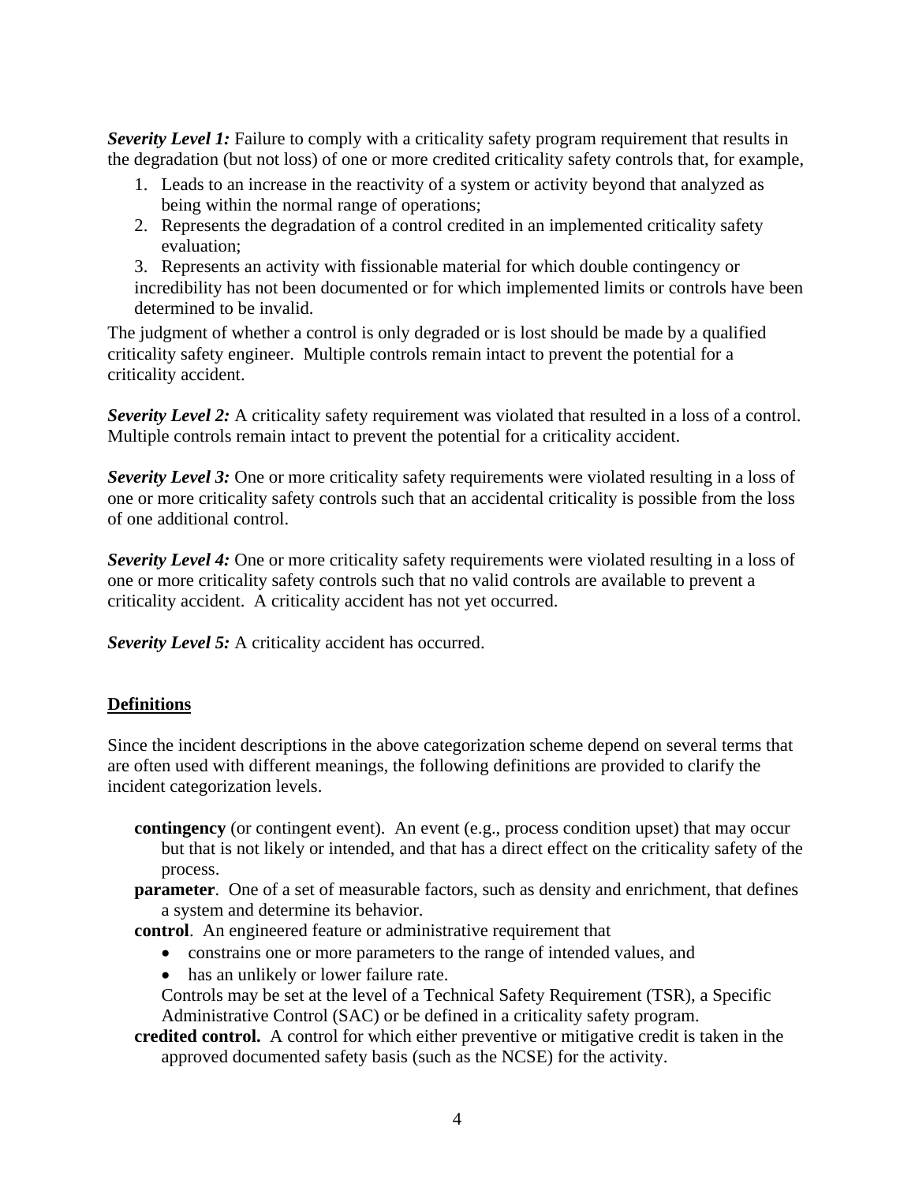***Severity Level 1:*** Failure to comply with a criticality safety program requirement that results in the degradation (but not loss) of one or more credited criticality safety controls that, for example,

1. Leads to an increase in the reactivity of a system or activity beyond that analyzed as being within the normal range of operations;
2. Represents the degradation of a control credited in an implemented criticality safety evaluation;
3. Represents an activity with fissionable material for which double contingency or incredibility has not been documented or for which implemented limits or controls have been determined to be invalid.

The judgment of whether a control is only degraded or is lost should be made by a qualified criticality safety engineer. Multiple controls remain intact to prevent the potential for a criticality accident.

***Severity Level 2:*** A criticality safety requirement was violated that resulted in a loss of a control. Multiple controls remain intact to prevent the potential for a criticality accident.

***Severity Level 3:*** One or more criticality safety requirements were violated resulting in a loss of one or more criticality safety controls such that an accidental criticality is possible from the loss of one additional control.

***Severity Level 4:*** One or more criticality safety requirements were violated resulting in a loss of one or more criticality safety controls such that no valid controls are available to prevent a criticality accident. A criticality accident has not yet occurred.

***Severity Level 5:*** A criticality accident has occurred.

## Definitions

Since the incident descriptions in the above categorization scheme depend on several terms that are often used with different meanings, the following definitions are provided to clarify the incident categorization levels.

**contingency** (or contingent event). An event (e.g., process condition upset) that may occur but that is not likely or intended, and that has a direct effect on the criticality safety of the process.

**parameter**. One of a set of measurable factors, such as density and enrichment, that defines a system and determine its behavior.

**control**. An engineered feature or administrative requirement that

- constrains one or more parameters to the range of intended values, and
- has an unlikely or lower failure rate.

Controls may be set at the level of a Technical Safety Requirement (TSR), a Specific Administrative Control (SAC) or be defined in a criticality safety program.

**credited control.** A control for which either preventive or mitigative credit is taken in the approved documented safety basis (such as the NCSE) for the activity.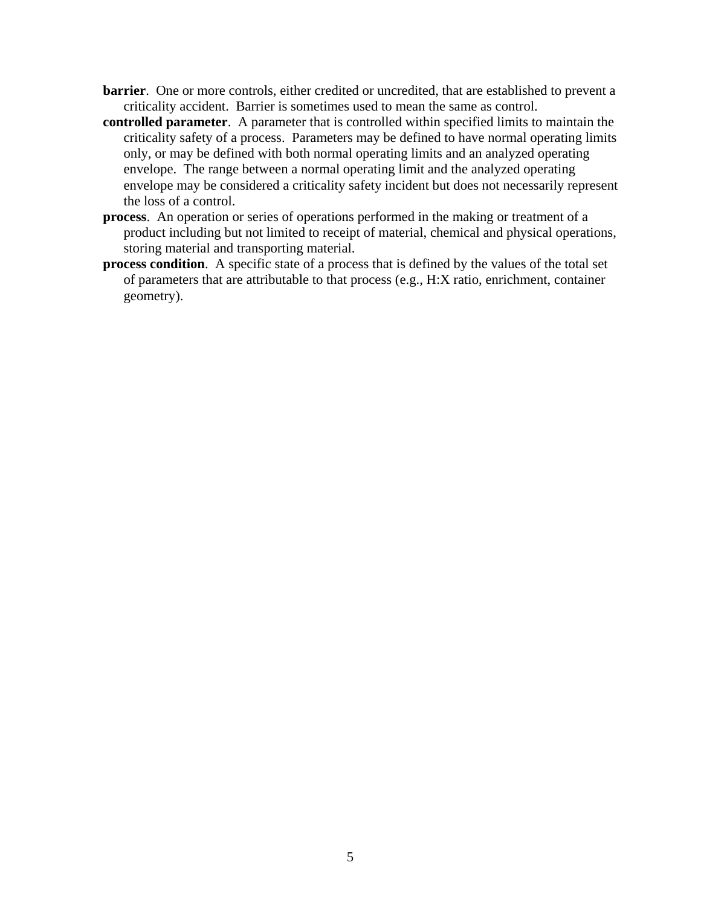**barrier**. One or more controls, either credited or uncredited, that are established to prevent a criticality accident. Barrier is sometimes used to mean the same as control.

**controlled parameter**. A parameter that is controlled within specified limits to maintain the criticality safety of a process. Parameters may be defined to have normal operating limits only, or may be defined with both normal operating limits and an analyzed operating envelope. The range between a normal operating limit and the analyzed operating envelope may be considered a criticality safety incident but does not necessarily represent the loss of a control.

**process**. An operation or series of operations performed in the making or treatment of a product including but not limited to receipt of material, chemical and physical operations, storing material and transporting material.

**process condition**. A specific state of a process that is defined by the values of the total set of parameters that are attributable to that process (e.g., H:X ratio, enrichment, container geometry).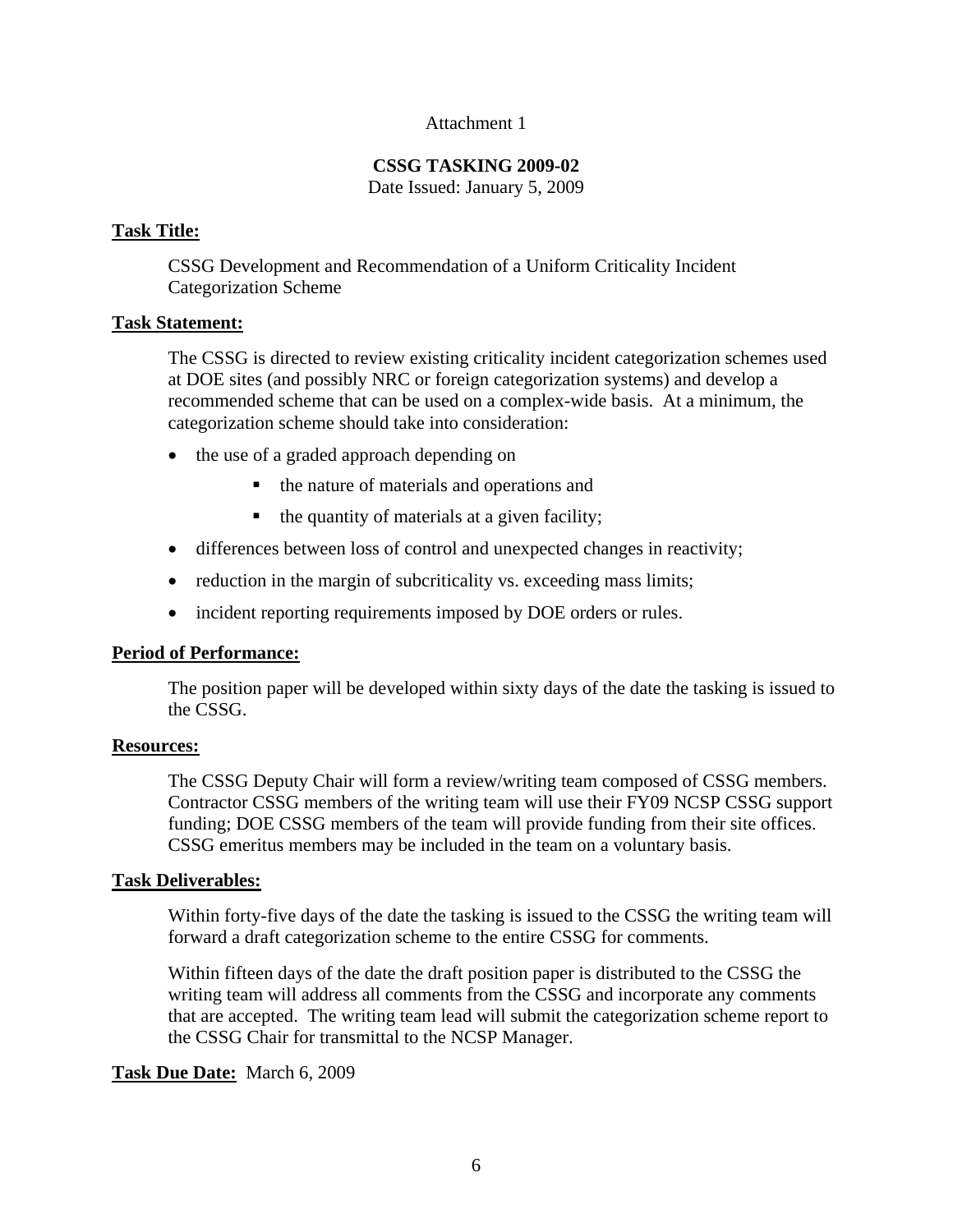Attachment 1

**CSSG TASKING 2009-02**

Date Issued: January 5, 2009

**Task Title:**

CSSG Development and Recommendation of a Uniform Criticality Incident Categorization Scheme

**Task Statement:**

The CSSG is directed to review existing criticality incident categorization schemes used at DOE sites (and possibly NRC or foreign categorization systems) and develop a recommended scheme that can be used on a complex-wide basis. At a minimum, the categorization scheme should take into consideration:

- the use of a graded approach depending on
  - the nature of materials and operations and
  - the quantity of materials at a given facility;
- differences between loss of control and unexpected changes in reactivity;
- reduction in the margin of subcriticality vs. exceeding mass limits;
- incident reporting requirements imposed by DOE orders or rules.

**Period of Performance:**

The position paper will be developed within sixty days of the date the tasking is issued to the CSSG.

**Resources:**

The CSSG Deputy Chair will form a review/writing team composed of CSSG members. Contractor CSSG members of the writing team will use their FY09 NCSP CSSG support funding; DOE CSSG members of the team will provide funding from their site offices. CSSG emeritus members may be included in the team on a voluntary basis.

**Task Deliverables:**

Within forty-five days of the date the tasking is issued to the CSSG the writing team will forward a draft categorization scheme to the entire CSSG for comments.

Within fifteen days of the date the draft position paper is distributed to the CSSG the writing team will address all comments from the CSSG and incorporate any comments that are accepted. The writing team lead will submit the categorization scheme report to the CSSG Chair for transmittal to the NCSP Manager.

**Task Due Date:** March 6, 2009